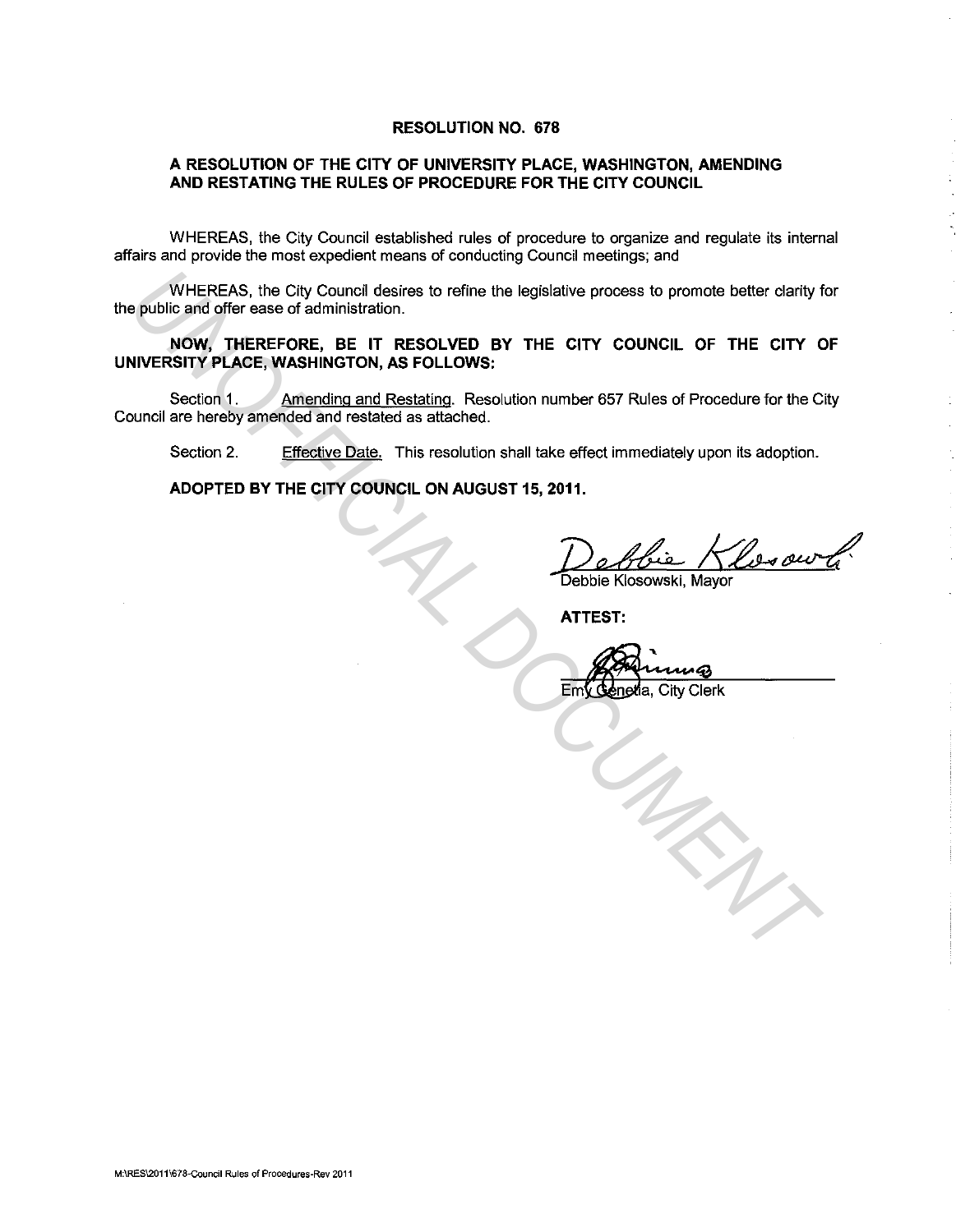# RESOLUTION NO. 678

## A RESOLUTION OF THE CITY OF UNIVERSITY PLACE, WASHINGTON, AMENDING AND RESTATING THE RULES OF PROCEDURE FOR THE CITY COUNCIL

WHEREAS, the City Council established rules of procedure to organize and regulate its internal affairs and provide the most expedient means of conducting Council meetings; and

WHEREAS, the City Council desires to refine the legislative process to promote better clarity for the public and offer ease of administration.

**NOW, THEREFORE, BE IT RESOLVED BY THE CITY COUNCIL OF THE CITY OF UNIVERSITY PLACE, WASHINGTON, AS FOLLOWS:**

Section 1. Amending and Restating. Resolution number 657 Rules of Procedure for the City Council are hereby amended and restated as attached.

Section 2. Effective Date. This resolution shall take effect immediately upon its adoption.

**ADOPTED BY THE CITY COUNCIL ON AUGUST 15, 2011.**

Debbie Klosowski, Mayor

**ATTEST:**

Emy Genetia, City Clerk

M:\RES\2011\678-Council Rules of Procedures-Rev 2011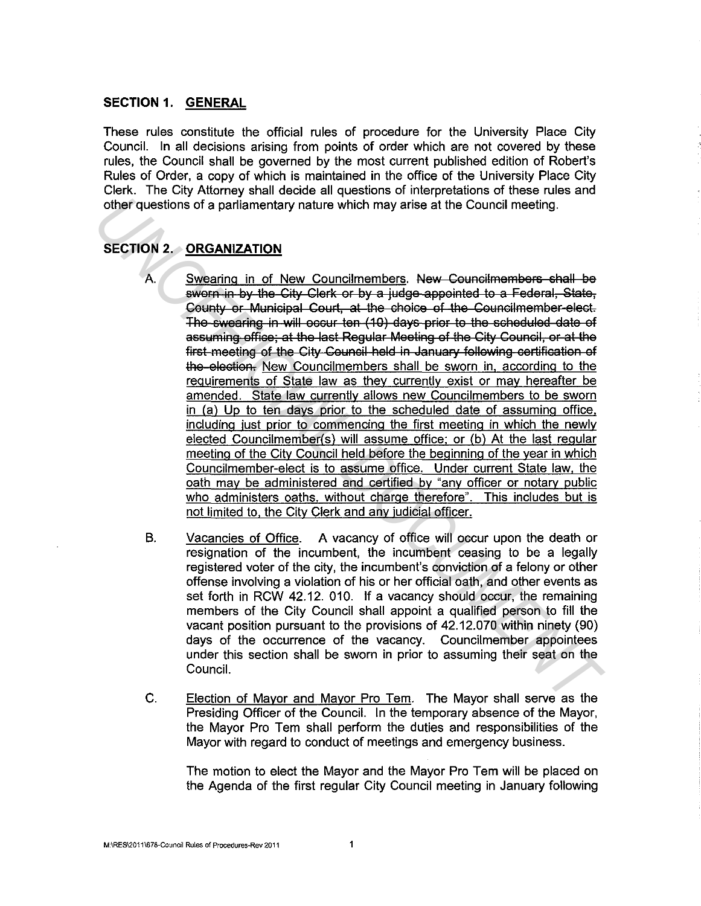## SECTION 1. GENERAL

These rules constitute the official rules of procedure for the University Place City Council. In all decisions arising from points of order which are not covered by these rules, the Council shall be governed by the most current published edition of Robert's Rules of Order, a copy of which is maintained in the office of the University Place City Clerk. The City Attorney shall decide all questions of interpretations of these rules and other questions of a parliamentary nature which may arise at the Council meeting.

## SECTION 2. ORGANIZATION

A. Swearing in of New Councilmembers. ~~New Councilmembers shall be sworn in by the City Clerk or by a judge appointed to a Federal, State, County or Municipal Court, at the choice of the Councilmember-elect. The swearing in will occur ten (10) days prior to the scheduled date of assuming office; at the last Regular Meeting of the City Council, or at the first meeting of the City Council held in January following certification of the election.~~ New Councilmembers shall be sworn in, according to the requirements of State law as they currently exist or may hereafter be amended. State law currently allows new Councilmembers to be sworn in (a) Up to ten days prior to the scheduled date of assuming office, including just prior to commencing the first meeting in which the newly elected Councilmember(s) will assume office; or (b) At the last regular meeting of the City Council held before the beginning of the year in which Councilmember-elect is to assume office. Under current State law, the oath may be administered and certified by "any officer or notary public who administers oaths, without charge therefore". This includes but is not limited to, the City Clerk and any judicial officer.

B. Vacancies of Office. A vacancy of office will occur upon the death or resignation of the incumbent, the incumbent ceasing to be a legally registered voter of the city, the incumbent's conviction of a felony or other offense involving a violation of his or her official oath, and other events as set forth in RCW 42.12. 010. If a vacancy should occur, the remaining members of the City Council shall appoint a qualified person to fill the vacant position pursuant to the provisions of 42.12.070 within ninety (90) days of the occurrence of the vacancy. Councilmember appointees under this section shall be sworn in prior to assuming their seat on the Council.

C. Election of Mayor and Mayor Pro Tem. The Mayor shall serve as the Presiding Officer of the Council. In the temporary absence of the Mayor, the Mayor Pro Tem shall perform the duties and responsibilities of the Mayor with regard to conduct of meetings and emergency business.

The motion to elect the Mayor and the Mayor Pro Tem will be placed on the Agenda of the first regular City Council meeting in January following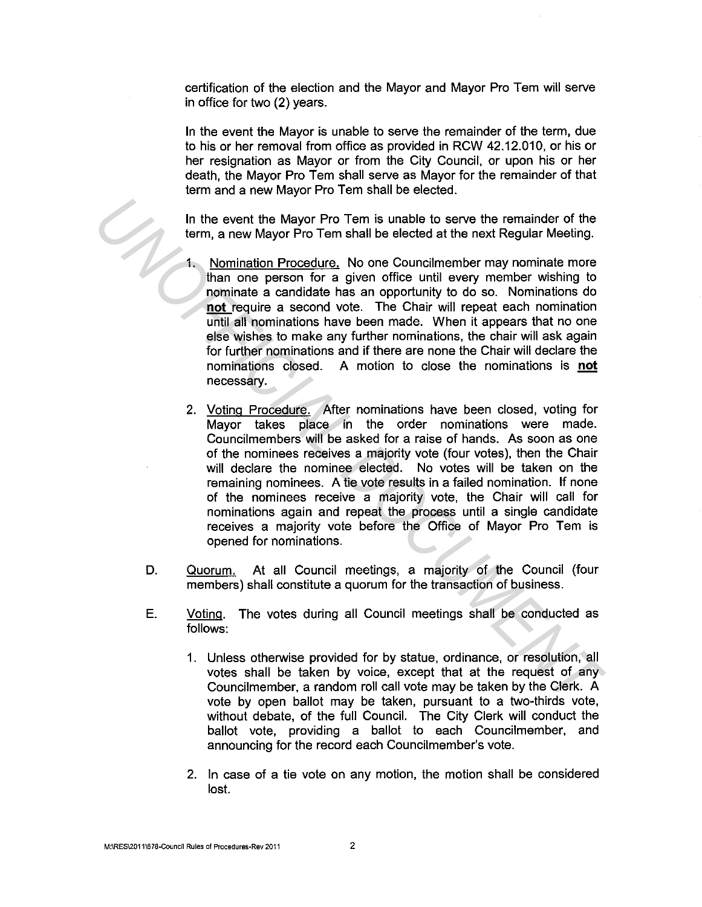certification of the election and the Mayor and Mayor Pro Tem will serve in office for two (2) years.

In the event the Mayor is unable to serve the remainder of the term, due to his or her removal from office as provided in RCW 42.12.010, or his or her resignation as Mayor or from the City Council, or upon his or her death, the Mayor Pro Tem shall serve as Mayor for the remainder of that term and a new Mayor Pro Tem shall be elected.

In the event the Mayor Pro Tem is unable to serve the remainder of the term, a new Mayor Pro Tem shall be elected at the next Regular Meeting.

1. Nomination Procedure. No one Councilmember may nominate more than one person for a given office until every member wishing to nominate a candidate has an opportunity to do so. Nominations do **not** require a second vote. The Chair will repeat each nomination until all nominations have been made. When it appears that no one else wishes to make any further nominations, the chair will ask again for further nominations and if there are none the Chair will declare the nominations closed. A motion to close the nominations is **not** necessary.

2. Voting Procedure. After nominations have been closed, voting for Mayor takes place in the order nominations were made. Councilmembers will be asked for a raise of hands. As soon as one of the nominees receives a majority vote (four votes), then the Chair will declare the nominee elected. No votes will be taken on the remaining nominees. A tie vote results in a failed nomination. If none of the nominees receive a majority vote, the Chair will call for nominations again and repeat the process until a single candidate receives a majority vote before the Office of Mayor Pro Tem is opened for nominations.

D. Quorum. At all Council meetings, a majority of the Council (four members) shall constitute a quorum for the transaction of business.

E. Voting. The votes during all Council meetings shall be conducted as follows:

1. Unless otherwise provided for by statue, ordinance, or resolution, all votes shall be taken by voice, except that at the request of any Councilmember, a random roll call vote may be taken by the Clerk. A vote by open ballot may be taken, pursuant to a two-thirds vote, without debate, of the full Council. The City Clerk will conduct the ballot vote, providing a ballot to each Councilmember, and announcing for the record each Councilmember's vote.

2. In case of a tie vote on any motion, the motion shall be considered lost.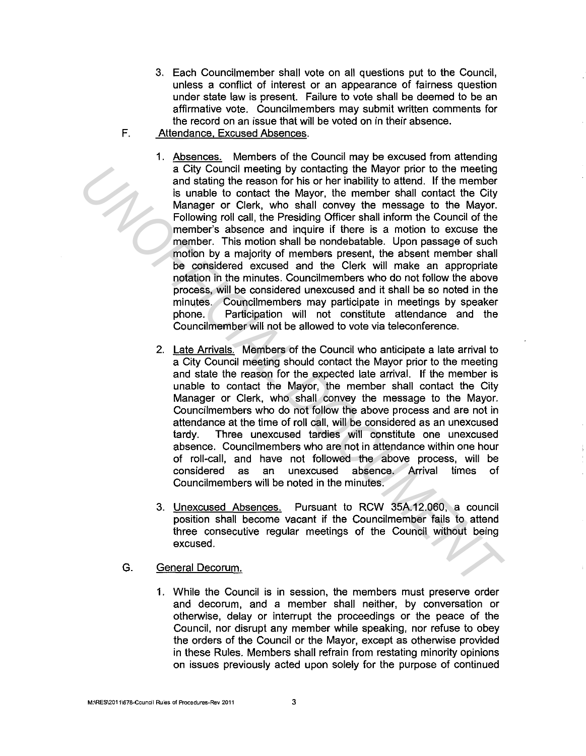3. Each Councilmember shall vote on all questions put to the Council, unless a conflict of interest or an appearance of fairness question under state law is present. Failure to vote shall be deemed to be an affirmative vote. Councilmembers may submit written comments for the record on an issue that will be voted on in their absence.

F. Attendance, Excused Absences.

1. Absences. Members of the Council may be excused from attending a City Council meeting by contacting the Mayor prior to the meeting and stating the reason for his or her inability to attend. If the member is unable to contact the Mayor, the member shall contact the City Manager or Clerk, who shall convey the message to the Mayor. Following roll call, the Presiding Officer shall inform the Council of the member's absence and inquire if there is a motion to excuse the member. This motion shall be nondebatable. Upon passage of such motion by a majority of members present, the absent member shall be considered excused and the Clerk will make an appropriate notation in the minutes. Councilmembers who do not follow the above process, will be considered unexcused and it shall be so noted in the minutes. Councilmembers may participate in meetings by speaker phone. Participation will not constitute attendance and the Councilmember will not be allowed to vote via teleconference.

2. Late Arrivals. Members of the Council who anticipate a late arrival to a City Council meeting should contact the Mayor prior to the meeting and state the reason for the expected late arrival. If the member is unable to contact the Mayor, the member shall contact the City Manager or Clerk, who shall convey the message to the Mayor. Councilmembers who do not follow the above process and are not in attendance at the time of roll call, will be considered as an unexcused tardy. Three unexcused tardies will constitute one unexcused absence. Councilmembers who are not in attendance within one hour of roll-call, and have not followed the above process, will be considered as an unexcused absence. Arrival times of Councilmembers will be noted in the minutes.

3. Unexcused Absences. Pursuant to RCW 35A.12.060, a council position shall become vacant if the Councilmember fails to attend three consecutive regular meetings of the Council without being excused.

G. General Decorum.

1. While the Council is in session, the members must preserve order and decorum, and a member shall neither, by conversation or otherwise, delay or interrupt the proceedings or the peace of the Council, nor disrupt any member while speaking, nor refuse to obey the orders of the Council or the Mayor, except as otherwise provided in these Rules. Members shall refrain from restating minority opinions on issues previously acted upon solely for the purpose of continued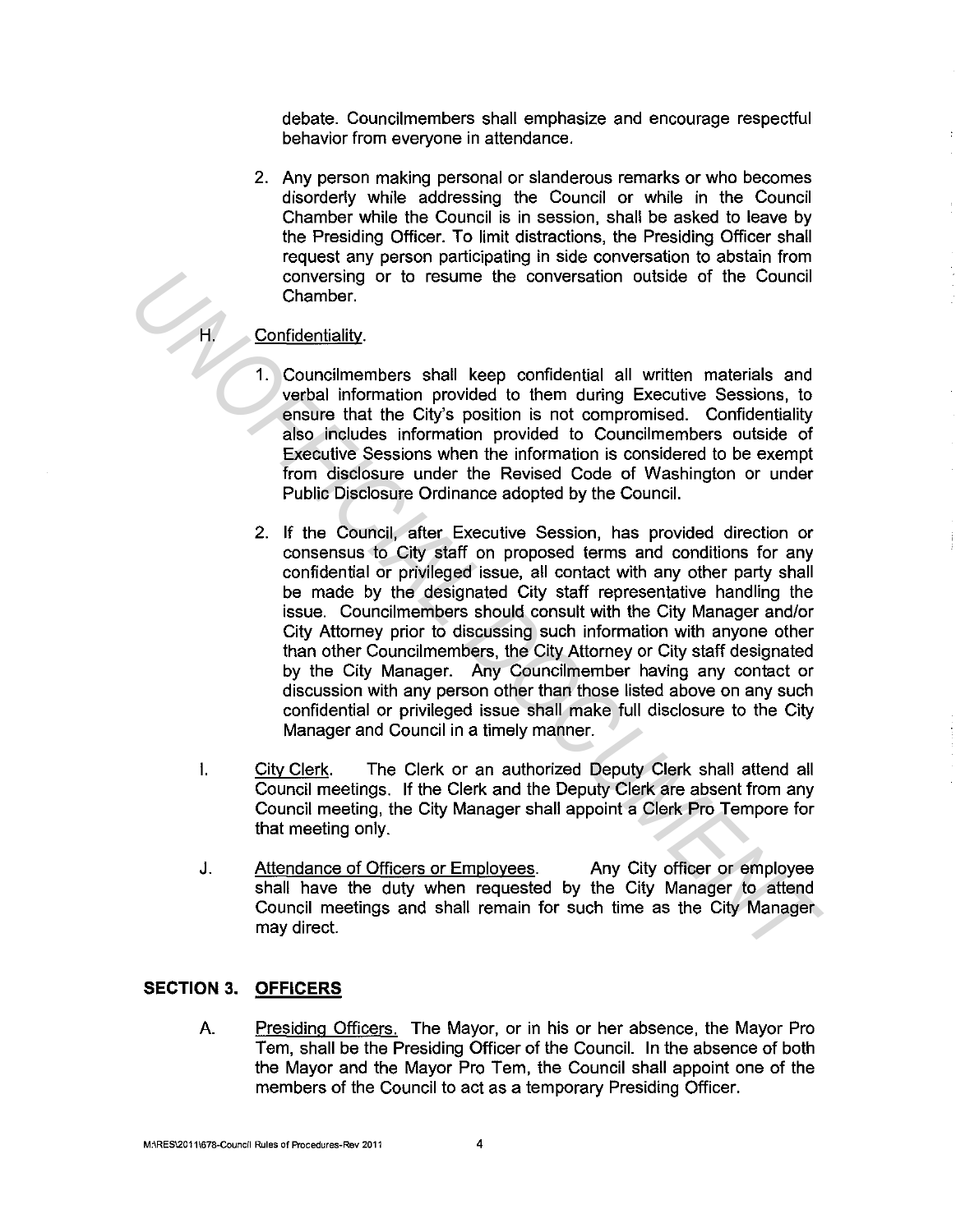debate. Councilmembers shall emphasize and encourage respectful behavior from everyone in attendance.

2. Any person making personal or slanderous remarks or who becomes disorderly while addressing the Council or while in the Council Chamber while the Council is in session, shall be asked to leave by the Presiding Officer. To limit distractions, the Presiding Officer shall request any person participating in side conversation to abstain from conversing or to resume the conversation outside of the Council Chamber.

H. <u>Confidentiality</u>.

1. Councilmembers shall keep confidential all written materials and verbal information provided to them during Executive Sessions, to ensure that the City's position is not compromised. Confidentiality also includes information provided to Councilmembers outside of Executive Sessions when the information is considered to be exempt from disclosure under the Revised Code of Washington or under Public Disclosure Ordinance adopted by the Council.

2. If the Council, after Executive Session, has provided direction or consensus to City staff on proposed terms and conditions for any confidential or privileged issue, all contact with any other party shall be made by the designated City staff representative handling the issue. Councilmembers should consult with the City Manager and/or City Attorney prior to discussing such information with anyone other than other Councilmembers, the City Attorney or City staff designated by the City Manager. Any Councilmember having any contact or discussion with any person other than those listed above on any such confidential or privileged issue shall make full disclosure to the City Manager and Council in a timely manner.

I. <u>City Clerk</u>. The Clerk or an authorized Deputy Clerk shall attend all Council meetings. If the Clerk and the Deputy Clerk are absent from any Council meeting, the City Manager shall appoint a Clerk Pro Tempore for that meeting only.

J. <u>Attendance of Officers or Employees</u>. Any City officer or employee shall have the duty when requested by the City Manager to attend Council meetings and shall remain for such time as the City Manager may direct.

## SECTION 3. OFFICERS

A. <u>Presiding Officers.</u> The Mayor, or in his or her absence, the Mayor Pro Tem, shall be the Presiding Officer of the Council. In the absence of both the Mayor and the Mayor Pro Tem, the Council shall appoint one of the members of the Council to act as a temporary Presiding Officer.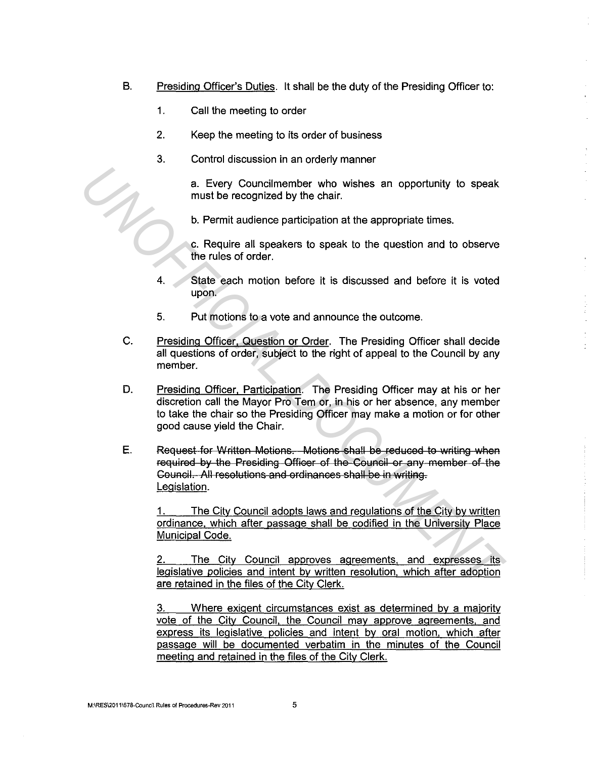B. Presiding Officer's Duties. It shall be the duty of the Presiding Officer to:

1. Call the meeting to order

2. Keep the meeting to its order of business

3. Control discussion in an orderly manner

   a. Every Councilmember who wishes an opportunity to speak must be recognized by the chair.

   b. Permit audience participation at the appropriate times.

   c. Require all speakers to speak to the question and to observe the rules of order.

4. State each motion before it is discussed and before it is voted upon.

5. Put motions to a vote and announce the outcome.

C. Presiding Officer, Question or Order. The Presiding Officer shall decide all questions of order, subject to the right of appeal to the Council by any member.

D. Presiding Officer, Participation. The Presiding Officer may at his or her discretion call the Mayor Pro Tem or, in his or her absence, any member to take the chair so the Presiding Officer may make a motion or for other good cause yield the Chair.

E. ~~Request for Written Motions. Motions shall be reduced to writing when required by the Presiding Officer of the Council or any member of the Council. All resolutions and ordinances shall be in writing.~~
<u>Legislation.</u>

<u>1. The City Council adopts laws and regulations of the City by written ordinance, which after passage shall be codified in the University Place Municipal Code.</u>

<u>2. The City Council approves agreements, and expresses its legislative policies and intent by written resolution, which after adoption are retained in the files of the City Clerk.</u>

<u>3. Where exigent circumstances exist as determined by a majority vote of the City Council, the Council may approve agreements, and express its legislative policies and intent by oral motion, which after passage will be documented verbatim in the minutes of the Council meeting and retained in the files of the City Clerk.</u>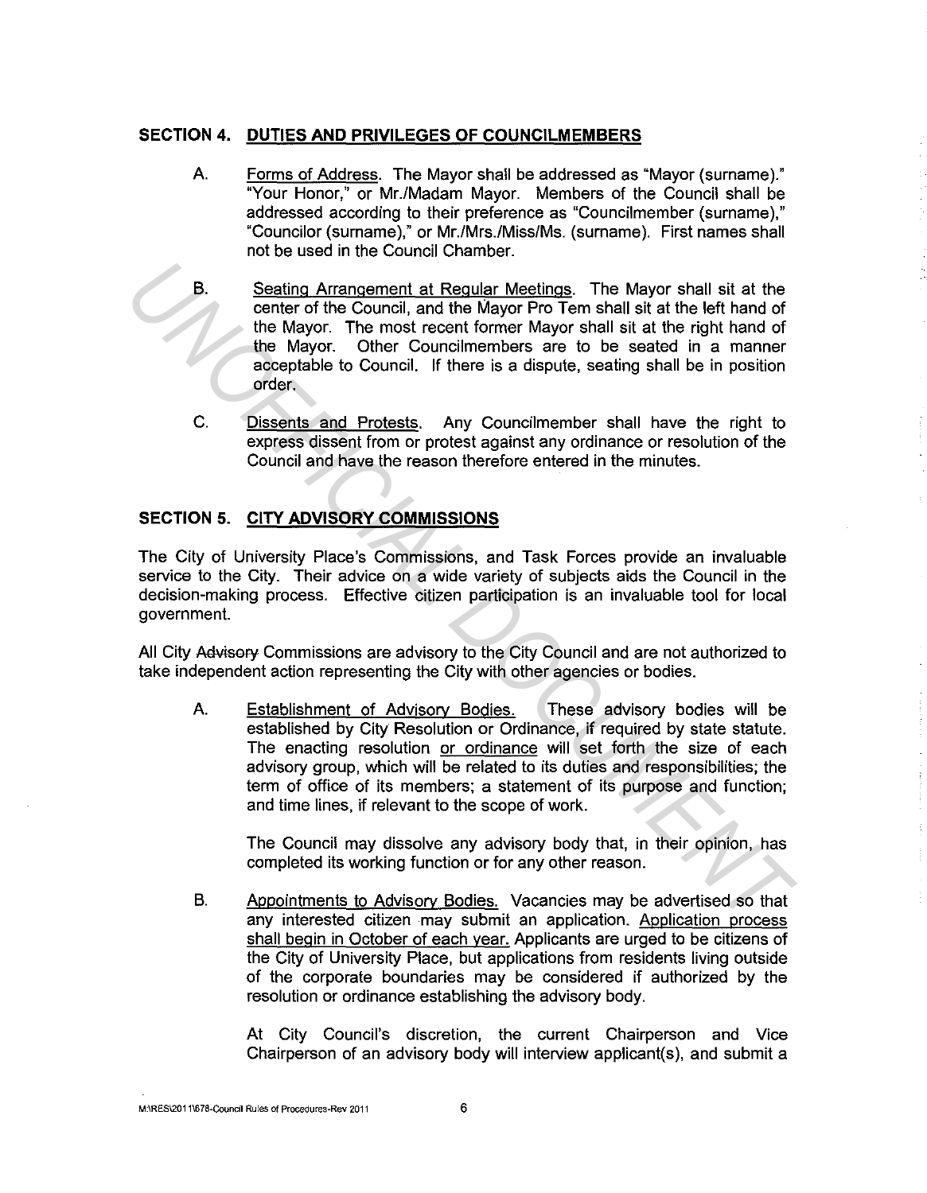## SECTION 4. DUTIES AND PRIVILEGES OF COUNCILMEMBERS

A. Forms of Address. The Mayor shall be addressed as "Mayor (surname)." "Your Honor," or Mr./Madam Mayor. Members of the Council shall be addressed according to their preference as "Councilmember (surname)," "Councilor (surname)," or Mr./Mrs./Miss/Ms. (surname). First names shall not be used in the Council Chamber.

B. Seating Arrangement at Regular Meetings. The Mayor shall sit at the center of the Council, and the Mayor Pro Tem shall sit at the left hand of the Mayor. The most recent former Mayor shall sit at the right hand of the Mayor. Other Councilmembers are to be seated in a manner acceptable to Council. If there is a dispute, seating shall be in position order.

C. Dissents and Protests. Any Councilmember shall have the right to express dissent from or protest against any ordinance or resolution of the Council and have the reason therefore entered in the minutes.

## SECTION 5. CITY ADVISORY COMMISSIONS

The City of University Place's Commissions, and Task Forces provide an invaluable service to the City. Their advice on a wide variety of subjects aids the Council in the decision-making process. Effective citizen participation is an invaluable tool for local government.

All City ~~Advisory~~ Commissions are advisory to the City Council and are not authorized to take independent action representing the City with other agencies or bodies.

A. Establishment of Advisory Bodies. These advisory bodies will be established by City Resolution or Ordinance, if required by state statute. The enacting resolution or ordinance will set forth the size of each advisory group, which will be related to its duties and responsibilities; the term of office of its members; a statement of its purpose and function; and time lines, if relevant to the scope of work.

The Council may dissolve any advisory body that, in their opinion, has completed its working function or for any other reason.

B. Appointments to Advisory Bodies. Vacancies may be advertised so that any interested citizen may submit an application. Application process shall begin in October of each year. Applicants are urged to be citizens of the City of University Place, but applications from residents living outside of the corporate boundaries may be considered if authorized by the resolution or ordinance establishing the advisory body.

At City Council's discretion, the current Chairperson and Vice Chairperson of an advisory body will interview applicant(s), and submit a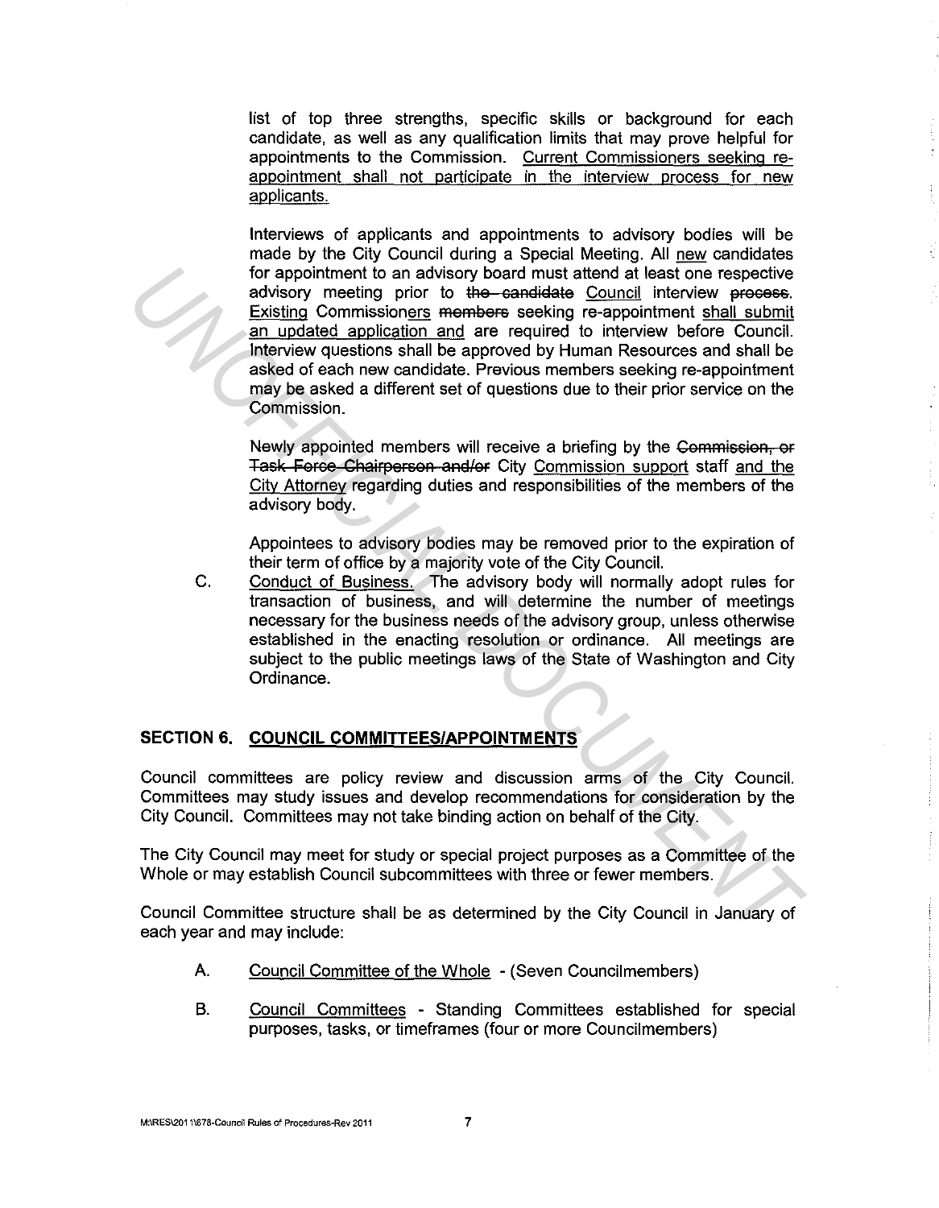list of top three strengths, specific skills or background for each candidate, as well as any qualification limits that may prove helpful for appointments to the Commission. <u>Current Commissioners seeking re-appointment shall not participate in the interview process for new applicants.</u>

Interviews of applicants and appointments to advisory bodies will be made by the City Council during a Special Meeting. All <u>new</u> candidates for appointment to an advisory board must attend at least one respective advisory meeting prior to ~~the candidate~~ <u>Council</u> interview ~~process~~. <u>Existing</u> Commissioner<u>s</u> ~~members~~ seeking re-appointment <u>shall submit an updated application and</u> are required to interview before Council. Interview questions shall be approved by Human Resources and shall be asked of each new candidate. Previous members seeking re-appointment may be asked a different set of questions due to their prior service on the Commission.

Newly appointed members will receive a briefing by the ~~Commission, or Task Force Chairperson and/or~~ City <u>Commission support</u> staff <u>and the City Attorney</u> regarding duties and responsibilities of the members of the advisory body.

Appointees to advisory bodies may be removed prior to the expiration of their term of office by a majority vote of the City Council.

C. <u>Conduct of Business.</u> The advisory body will normally adopt rules for transaction of business, and will determine the number of meetings necessary for the business needs of the advisory group, unless otherwise established in the enacting resolution or ordinance. All meetings are subject to the public meetings laws of the State of Washington and City Ordinance.

## SECTION 6. <u>COUNCIL COMMITTEES/APPOINTMENTS</u>

Council committees are policy review and discussion arms of the City Council. Committees may study issues and develop recommendations for consideration by the City Council. Committees may not take binding action on behalf of the City.

The City Council may meet for study or special project purposes as a Committee of the Whole or may establish Council subcommittees with three or fewer members.

Council Committee structure shall be as determined by the City Council in January of each year and may include:

A. <u>Council Committee of the Whole</u> - (Seven Councilmembers)

B. <u>Council Committees</u> - Standing Committees established for special purposes, tasks, or timeframes (four or more Councilmembers)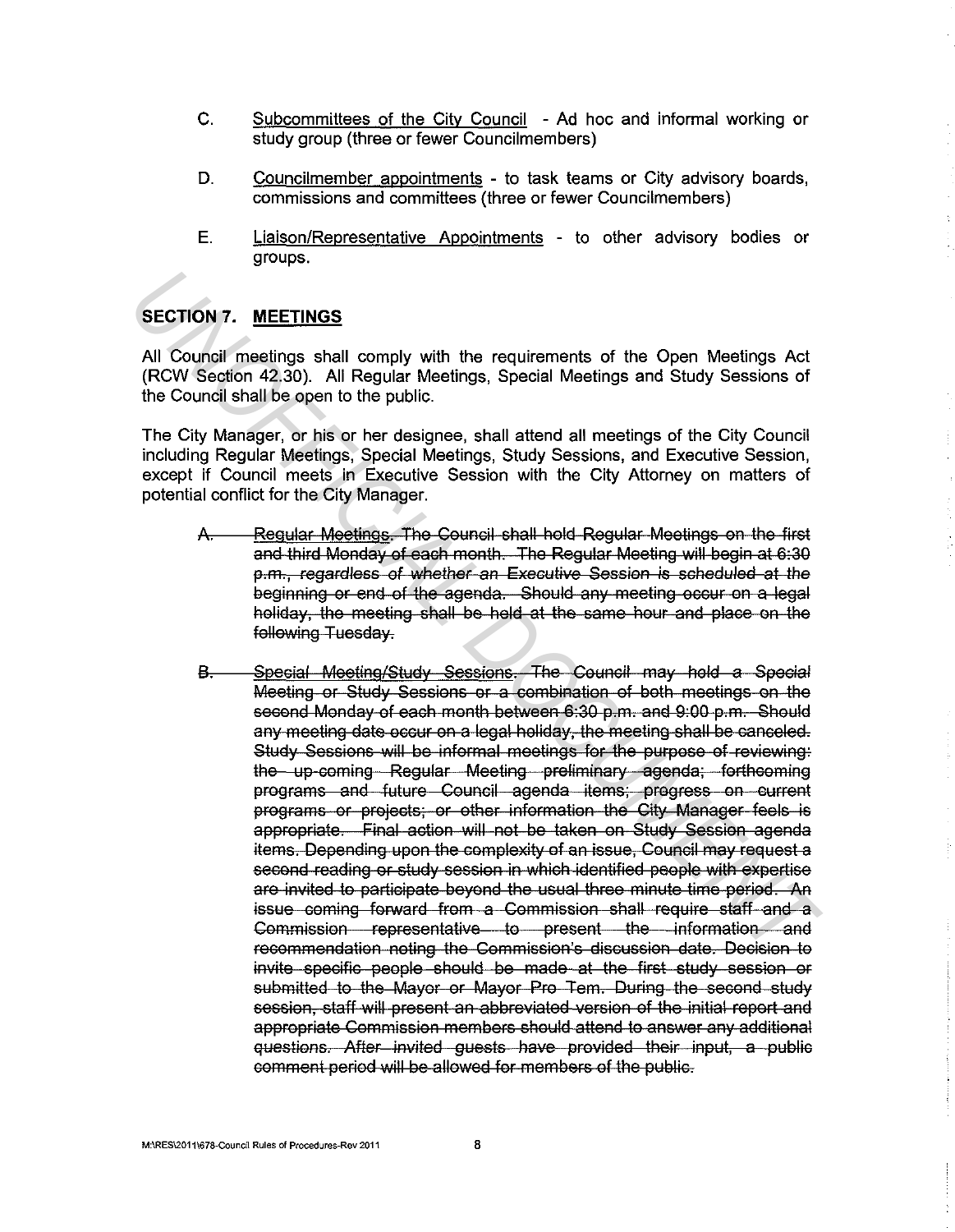C. <u>Subcommittees of the City Council</u> - Ad hoc and informal working or study group (three or fewer Councilmembers)

D. <u>Councilmember appointments</u> - to task teams or City advisory boards, commissions and committees (three or fewer Councilmembers)

E. <u>Liaison/Representative Appointments</u> - to other advisory bodies or groups.

## SECTION 7. MEETINGS

All Council meetings shall comply with the requirements of the Open Meetings Act (RCW Section 42.30). All Regular Meetings, Special Meetings and Study Sessions of the Council shall be open to the public.

The City Manager, or his or her designee, shall attend all meetings of the City Council including Regular Meetings, Special Meetings, Study Sessions, and Executive Session, except if Council meets in Executive Session with the City Attorney on matters of potential conflict for the City Manager.

~~A. Regular Meetings. The Council shall hold Regular Meetings on the first and third Monday of each month. The Regular Meeting will begin at 6:30 p.m., *regardless of whether an Executive Session is scheduled at the beginning or end of the agenda.* Should any meeting occur on a legal holiday, the meeting shall be held at the same hour and place on the following Tuesday.~~

~~B. Special Meeting/Study Sessions. *The* Council may hold a Special Meeting or Study Sessions or a combination of both meetings on the second Monday of each month between 6:30 p.m. and 9:00 p.m. Should any meeting date occur on a legal holiday, the meeting shall be canceled. Study Sessions will be informal meetings for the purpose of reviewing: the up-coming Regular Meeting preliminary agenda; forthcoming programs and future Council agenda items; progress on current programs or projects; or other information the City Manager feels is appropriate. Final action will not be taken on Study Session agenda items. Depending upon the complexity of an issue, Council may request a second reading or study session in which identified people with expertise are invited to participate beyond the usual three minute time period. An issue coming forward from a Commission shall require staff and a Commission representative to present the information and recommendation noting the Commission's discussion date. Decision to invite specific people should be made at the first study session or submitted to the Mayor or Mayor Pro Tem. During the second study session, staff will present an abbreviated version of the initial report and appropriate Commission members should attend to answer any additional questions. After invited guests have provided their input, a public comment period will be allowed for members of the public.~~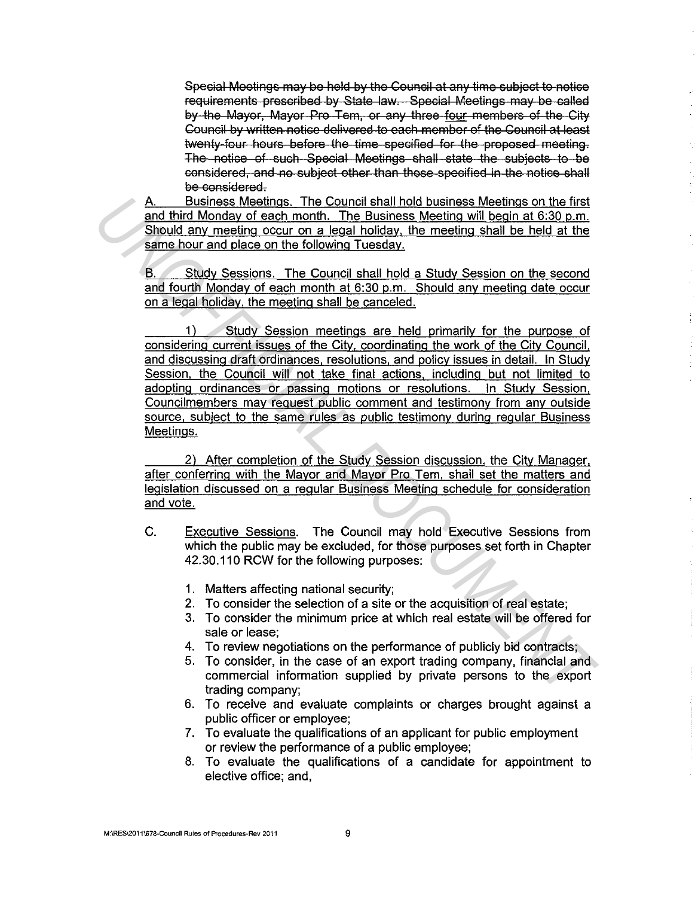~~Special Meetings may be held by the Council at any time subject to notice requirements prescribed by State law. Special Meetings may be called by the Mayor, Mayor Pro Tem, or any three four members of the City Council by written notice delivered to each member of the Council at least twenty-four hours before the time specified for the proposed meeting. The notice of such Special Meetings shall state the subjects to be considered, and no subject other than those specified in the notice shall be considered.~~

<u>A. Business Meetings. The Council shall hold business Meetings on the first and third Monday of each month. The Business Meeting will begin at 6:30 p.m. Should any meeting occur on a legal holiday, the meeting shall be held at the same hour and place on the following Tuesday.</u>

<u>B. Study Sessions. The Council shall hold a Study Session on the second and fourth Monday of each month at 6:30 p.m. Should any meeting date occur on a legal holiday, the meeting shall be canceled.</u>

<u>1) Study Session meetings are held primarily for the purpose of considering current issues of the City, coordinating the work of the City Council, and discussing draft ordinances, resolutions, and policy issues in detail. In Study Session, the Council will not take final actions, including but not limited to adopting ordinances or passing motions or resolutions. In Study Session, Councilmembers may request public comment and testimony from any outside source, subject to the same rules as public testimony during regular Business Meetings.</u>

<u>2) After completion of the Study Session discussion, the City Manager, after conferring with the Mayor and Mayor Pro Tem, shall set the matters and legislation discussed on a regular Business Meeting schedule for consideration and vote.</u>

C. <u>Executive Sessions</u>. The Council may hold Executive Sessions from which the public may be excluded, for those purposes set forth in Chapter 42.30.110 RCW for the following purposes:

1. Matters affecting national security;
2. To consider the selection of a site or the acquisition of real estate;
3. To consider the minimum price at which real estate will be offered for sale or lease;
4. To review negotiations on the performance of publicly bid contracts;
5. To consider, in the case of an export trading company, financial and commercial information supplied by private persons to the export trading company;
6. To receive and evaluate complaints or charges brought against a public officer or employee;
7. To evaluate the qualifications of an applicant for public employment or review the performance of a public employee;
8. To evaluate the qualifications of a candidate for appointment to elective office; and,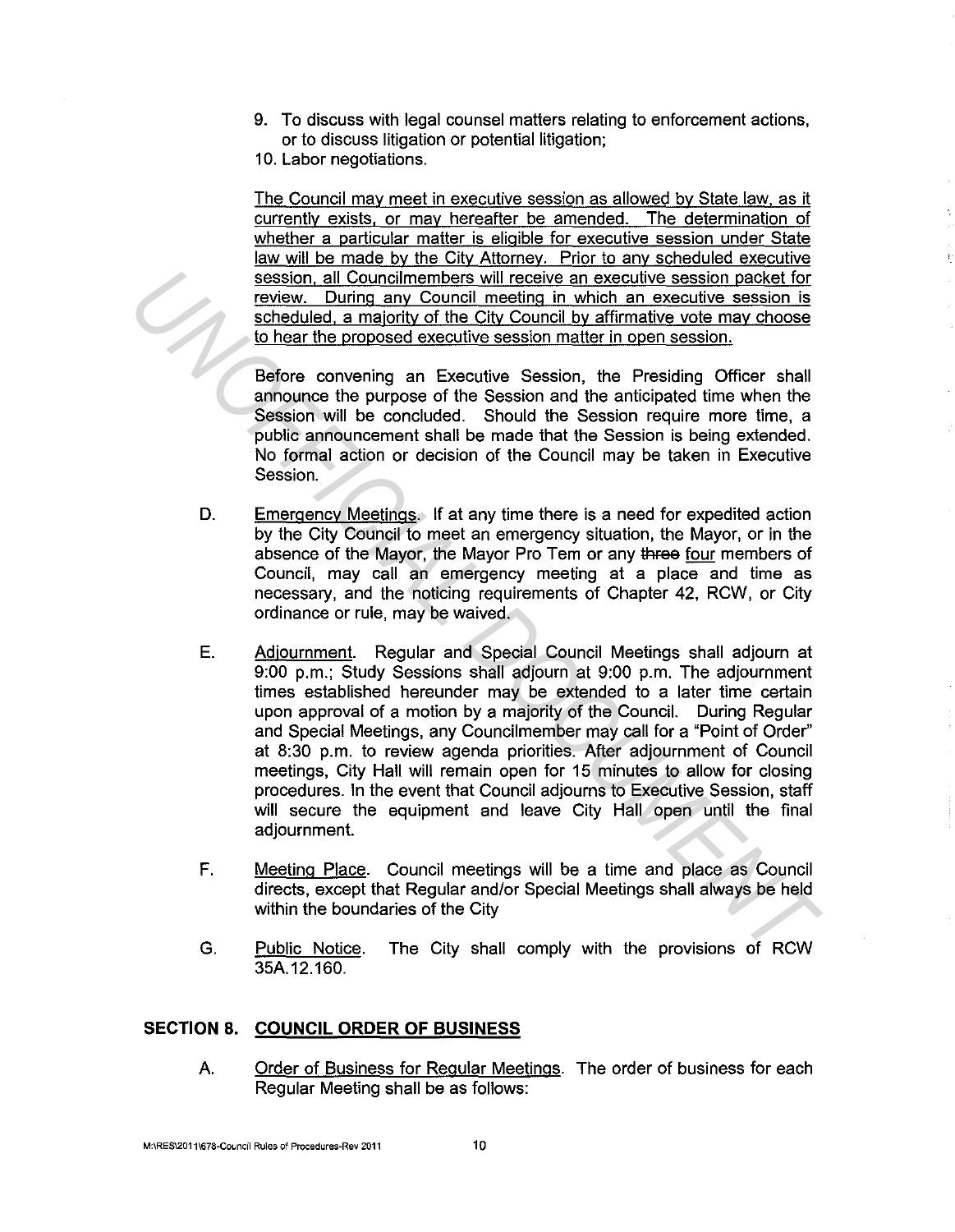9. To discuss with legal counsel matters relating to enforcement actions, or to discuss litigation or potential litigation;
10. Labor negotiations.

The Council may meet in executive session as allowed by State law, as it currently exists, or may hereafter be amended. The determination of whether a particular matter is eligible for executive session under State law will be made by the City Attorney. Prior to any scheduled executive session, all Councilmembers will receive an executive session packet for review. During any Council meeting in which an executive session is scheduled, a majority of the City Council by affirmative vote may choose to hear the proposed executive session matter in open session.

Before convening an Executive Session, the Presiding Officer shall announce the purpose of the Session and the anticipated time when the Session will be concluded. Should the Session require more time, a public announcement shall be made that the Session is being extended. No formal action or decision of the Council may be taken in Executive Session.

D. Emergency Meetings. If at any time there is a need for expedited action by the City Council to meet an emergency situation, the Mayor, or in the absence of the Mayor, the Mayor Pro Tem or any ~~three~~ four members of Council, may call an emergency meeting at a place and time as necessary, and the noticing requirements of Chapter 42, RCW, or City ordinance or rule, may be waived.

E. Adjournment. Regular and Special Council Meetings shall adjourn at 9:00 p.m.; Study Sessions shall adjourn at 9:00 p.m. The adjournment times established hereunder may be extended to a later time certain upon approval of a motion by a majority of the Council. During Regular and Special Meetings, any Councilmember may call for a "Point of Order" at 8:30 p.m. to review agenda priorities. After adjournment of Council meetings, City Hall will remain open for 15 minutes to allow for closing procedures. In the event that Council adjourns to Executive Session, staff will secure the equipment and leave City Hall open until the final adjournment.

F. Meeting Place. Council meetings will be a time and place as Council directs, except that Regular and/or Special Meetings shall always be held within the boundaries of the City

G. Public Notice. The City shall comply with the provisions of RCW 35A.12.160.

## SECTION 8. COUNCIL ORDER OF BUSINESS

A. Order of Business for Regular Meetings. The order of business for each Regular Meeting shall be as follows: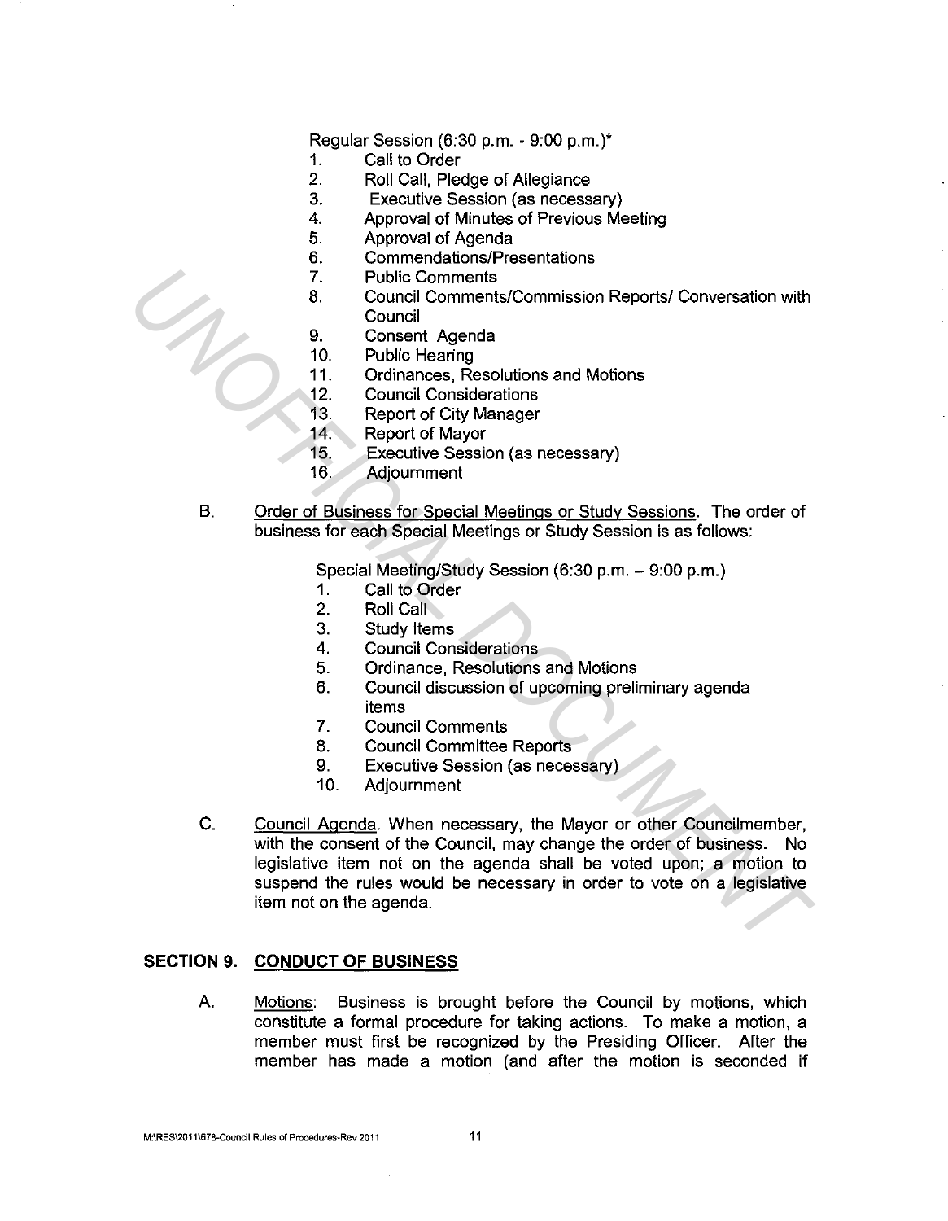Regular Session (6:30 p.m. - 9:00 p.m.)*

1. Call to Order
2. Roll Call, Pledge of Allegiance
3. Executive Session (as necessary)
4. Approval of Minutes of Previous Meeting
5. Approval of Agenda
6. Commendations/Presentations
7. Public Comments
8. Council Comments/Commission Reports/ Conversation with Council
9. Consent Agenda
10. Public Hearing
11. Ordinances, Resolutions and Motions
12. Council Considerations
13. Report of City Manager
14. Report of Mayor
15. Executive Session (as necessary)
16. Adjournment

B. Order of Business for Special Meetings or Study Sessions. The order of business for each Special Meetings or Study Session is as follows:

Special Meeting/Study Session (6:30 p.m. – 9:00 p.m.)

1. Call to Order
2. Roll Call
3. Study Items
4. Council Considerations
5. Ordinance, Resolutions and Motions
6. Council discussion of upcoming preliminary agenda items
7. Council Comments
8. Council Committee Reports
9. Executive Session (as necessary)
10. Adjournment

C. Council Agenda. When necessary, the Mayor or other Councilmember, with the consent of the Council, may change the order of business. No legislative item not on the agenda shall be voted upon; a motion to suspend the rules would be necessary in order to vote on a legislative item not on the agenda.

## SECTION 9. CONDUCT OF BUSINESS

A. Motions: Business is brought before the Council by motions, which constitute a formal procedure for taking actions. To make a motion, a member must first be recognized by the Presiding Officer. After the member has made a motion (and after the motion is seconded if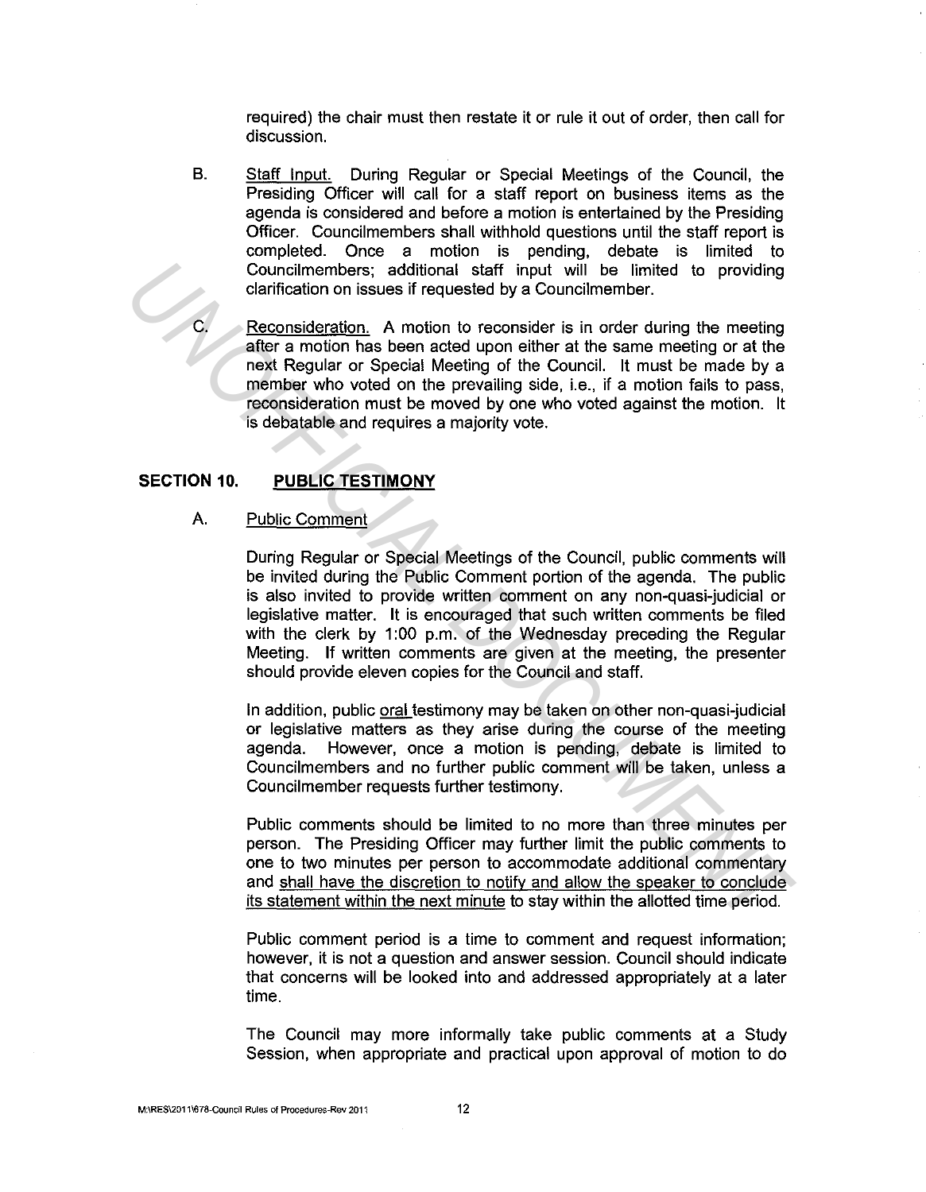required) the chair must then restate it or rule it out of order, then call for discussion.

B. Staff Input. During Regular or Special Meetings of the Council, the Presiding Officer will call for a staff report on business items as the agenda is considered and before a motion is entertained by the Presiding Officer. Councilmembers shall withhold questions until the staff report is completed. Once a motion is pending, debate is limited to Councilmembers; additional staff input will be limited to providing clarification on issues if requested by a Councilmember.

C. Reconsideration. A motion to reconsider is in order during the meeting after a motion has been acted upon either at the same meeting or at the next Regular or Special Meeting of the Council. It must be made by a member who voted on the prevailing side, i.e., if a motion fails to pass, reconsideration must be moved by one who voted against the motion. It is debatable and requires a majority vote.

## SECTION 10. PUBLIC TESTIMONY

A. Public Comment

During Regular or Special Meetings of the Council, public comments will be invited during the Public Comment portion of the agenda. The public is also invited to provide written comment on any non-quasi-judicial or legislative matter. It is encouraged that such written comments be filed with the clerk by 1:00 p.m. of the Wednesday preceding the Regular Meeting. If written comments are given at the meeting, the presenter should provide eleven copies for the Council and staff.

In addition, public oral testimony may be taken on other non-quasi-judicial or legislative matters as they arise during the course of the meeting agenda. However, once a motion is pending, debate is limited to Councilmembers and no further public comment will be taken, unless a Councilmember requests further testimony.

Public comments should be limited to no more than three minutes per person. The Presiding Officer may further limit the public comments to one to two minutes per person to accommodate additional commentary and shall have the discretion to notify and allow the speaker to conclude its statement within the next minute to stay within the allotted time period.

Public comment period is a time to comment and request information; however, it is not a question and answer session. Council should indicate that concerns will be looked into and addressed appropriately at a later time.

The Council may more informally take public comments at a Study Session, when appropriate and practical upon approval of motion to do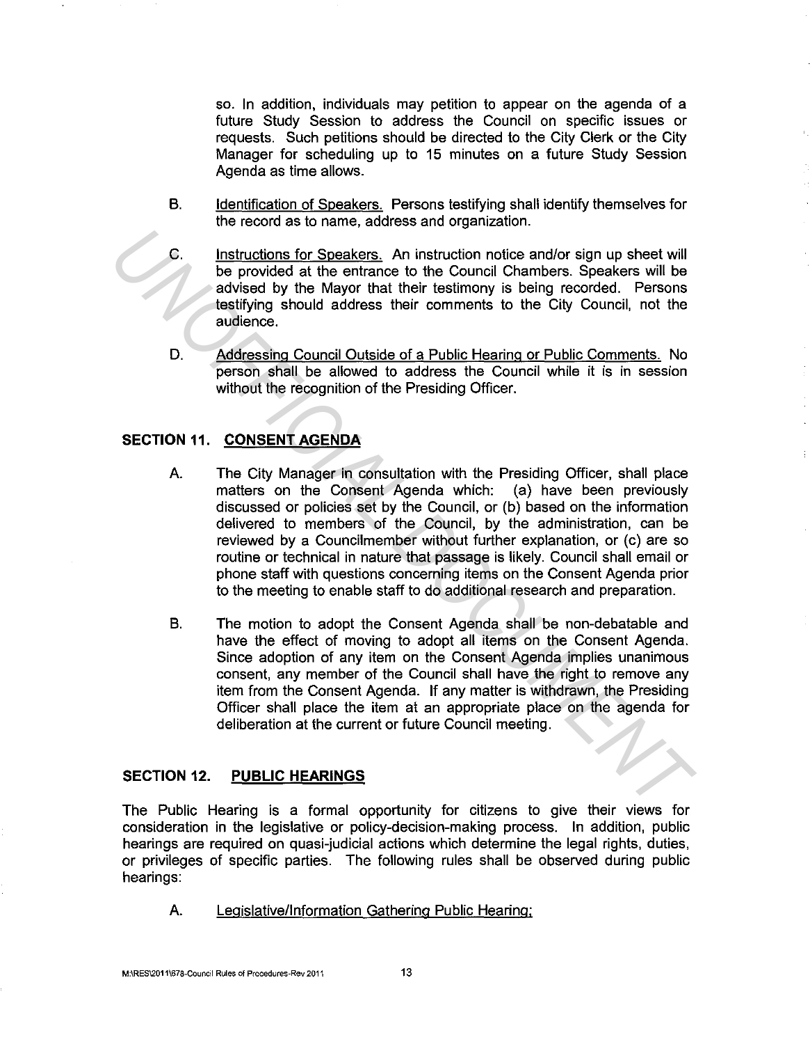so. In addition, individuals may petition to appear on the agenda of a future Study Session to address the Council on specific issues or requests. Such petitions should be directed to the City Clerk or the City Manager for scheduling up to 15 minutes on a future Study Session Agenda as time allows.

B. Identification of Speakers. Persons testifying shall identify themselves for the record as to name, address and organization.

C. Instructions for Speakers. An instruction notice and/or sign up sheet will be provided at the entrance to the Council Chambers. Speakers will be advised by the Mayor that their testimony is being recorded. Persons testifying should address their comments to the City Council, not the audience.

D. Addressing Council Outside of a Public Hearing or Public Comments. No person shall be allowed to address the Council while it is in session without the recognition of the Presiding Officer.

## SECTION 11. CONSENT AGENDA

A. The City Manager in consultation with the Presiding Officer, shall place matters on the Consent Agenda which: (a) have been previously discussed or policies set by the Council, or (b) based on the information delivered to members of the Council, by the administration, can be reviewed by a Councilmember without further explanation, or (c) are so routine or technical in nature that passage is likely. Council shall email or phone staff with questions concerning items on the Consent Agenda prior to the meeting to enable staff to do additional research and preparation.

B. The motion to adopt the Consent Agenda shall be non-debatable and have the effect of moving to adopt all items on the Consent Agenda. Since adoption of any item on the Consent Agenda implies unanimous consent, any member of the Council shall have the right to remove any item from the Consent Agenda. If any matter is withdrawn, the Presiding Officer shall place the item at an appropriate place on the agenda for deliberation at the current or future Council meeting.

## SECTION 12. PUBLIC HEARINGS

The Public Hearing is a formal opportunity for citizens to give their views for consideration in the legislative or policy-decision-making process. In addition, public hearings are required on quasi-judicial actions which determine the legal rights, duties, or privileges of specific parties. The following rules shall be observed during public hearings:

A. Legislative/Information Gathering Public Hearing: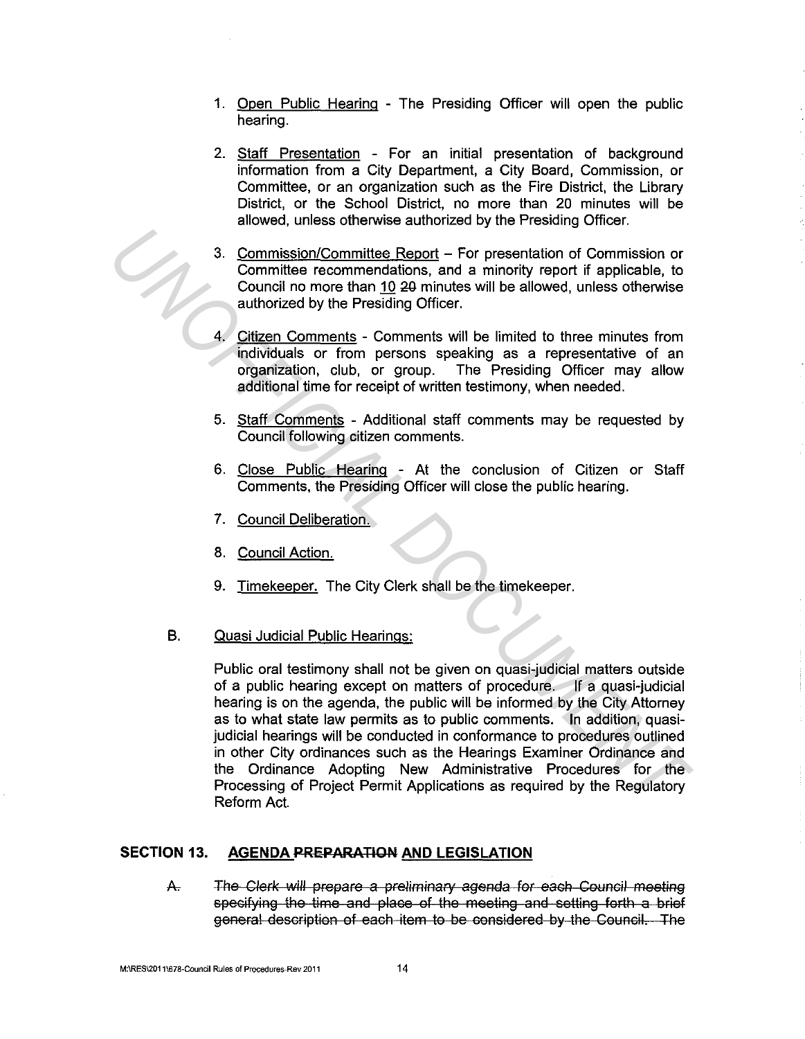1. Open Public Hearing - The Presiding Officer will open the public hearing.

2. Staff Presentation - For an initial presentation of background information from a City Department, a City Board, Commission, or Committee, or an organization such as the Fire District, the Library District, or the School District, no more than 20 minutes will be allowed, unless otherwise authorized by the Presiding Officer.

3. Commission/Committee Report – For presentation of Commission or Committee recommendations, and a minority report if applicable, to Council no more than 10 ~~20~~ minutes will be allowed, unless otherwise authorized by the Presiding Officer.

4. Citizen Comments - Comments will be limited to three minutes from individuals or from persons speaking as a representative of an organization, club, or group. The Presiding Officer may allow additional time for receipt of written testimony, when needed.

5. Staff Comments - Additional staff comments may be requested by Council following citizen comments.

6. Close Public Hearing - At the conclusion of Citizen or Staff Comments, the Presiding Officer will close the public hearing.

7. Council Deliberation.

8. Council Action.

9. Timekeeper. The City Clerk shall be the timekeeper.

B. Quasi Judicial Public Hearings:

Public oral testimony shall not be given on quasi-judicial matters outside of a public hearing except on matters of procedure. If a quasi-judicial hearing is on the agenda, the public will be informed by the City Attorney as to what state law permits as to public comments. In addition, quasi-judicial hearings will be conducted in conformance to procedures outlined in other City ordinances such as the Hearings Examiner Ordinance and the Ordinance Adopting New Administrative Procedures for the Processing of Project Permit Applications as required by the Regulatory Reform Act.

## SECTION 13. AGENDA ~~PREPARATION~~ AND LEGISLATION

~~A. The Clerk will prepare a preliminary agenda for each Council meeting specifying the time and place of the meeting and setting forth a brief general description of each item to be considered by the Council. The~~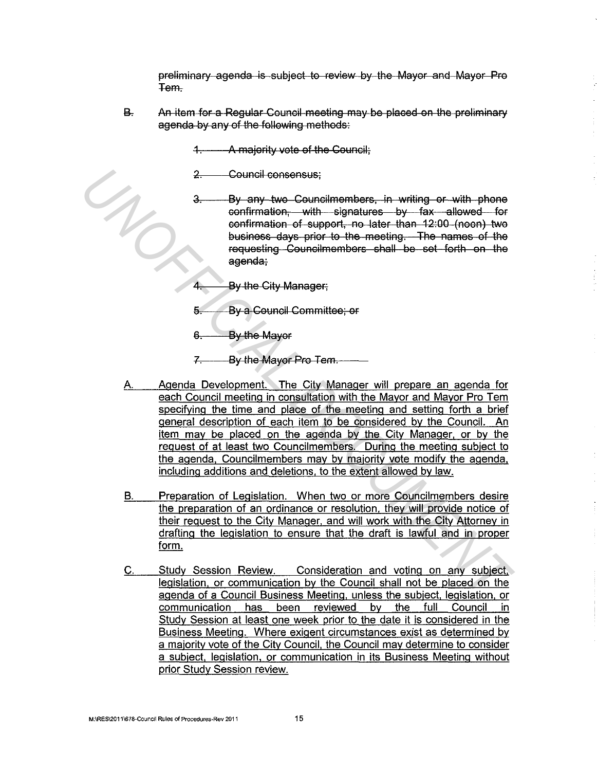~~preliminary agenda is subject to review by the Mayor and Mayor Pro Tem.~~

~~B. An item for a Regular Council meeting may be placed on the preliminary agenda by any of the following methods:~~

~~1. A majority vote of the Council;~~

~~2. Council consensus;~~

~~3. By any two Councilmembers, in writing or with phone confirmation, with signatures by fax allowed for confirmation of support, no later than 12:00 (noon) two business days prior to the meeting. The names of the requesting Councilmembers shall be set forth on the agenda;~~

~~4. By the City Manager;~~

~~5. By a Council Committee; or~~

~~6. By the Mayor~~

~~7. By the Mayor Pro Tem.~~

<u>A. Agenda Development. The City Manager will prepare an agenda for each Council meeting in consultation with the Mayor and Mayor Pro Tem specifying the time and place of the meeting and setting forth a brief general description of each item to be considered by the Council. An item may be placed on the agenda by the City Manager, or by the request of at least two Councilmembers. During the meeting subject to the agenda, Councilmembers may by majority vote modify the agenda, including additions and deletions, to the extent allowed by law.</u>

<u>B. Preparation of Legislation. When two or more Councilmembers desire the preparation of an ordinance or resolution, they will provide notice of their request to the City Manager, and will work with the City Attorney in drafting the legislation to ensure that the draft is lawful and in proper form.</u>

<u>C. Study Session Review. Consideration and voting on any subject, legislation, or communication by the Council shall not be placed on the agenda of a Council Business Meeting, unless the subject, legislation, or communication has been reviewed by the full Council in Study Session at least one week prior to the date it is considered in the Business Meeting. Where exigent circumstances exist as determined by a majority vote of the City Council, the Council may determine to consider a subject, legislation, or communication in its Business Meeting without prior Study Session review.</u>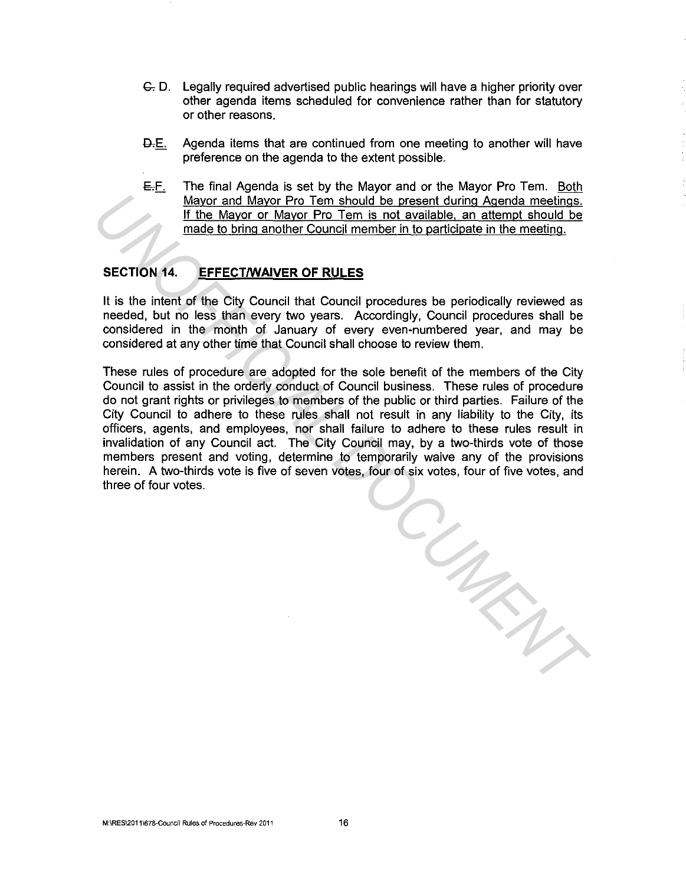~~C.~~ D. Legally required advertised public hearings will have a higher priority over other agenda items scheduled for convenience rather than for statutory or other reasons.

~~D.~~E. Agenda items that are continued from one meeting to another will have preference on the agenda to the extent possible.

~~E.~~F. The final Agenda is set by the Mayor and or the Mayor Pro Tem. Both Mayor and Mayor Pro Tem should be present during Agenda meetings. If the Mayor or Mayor Pro Tem is not available, an attempt should be made to bring another Council member in to participate in the meeting.

## SECTION 14. EFFECT/WAIVER OF RULES

It is the intent of the City Council that Council procedures be periodically reviewed as needed, but no less than every two years. Accordingly, Council procedures shall be considered in the month of January of every even-numbered year, and may be considered at any other time that Council shall choose to review them.

These rules of procedure are adopted for the sole benefit of the members of the City Council to assist in the orderly conduct of Council business. These rules of procedure do not grant rights or privileges to members of the public or third parties. Failure of the City Council to adhere to these rules shall not result in any liability to the City, its officers, agents, and employees, nor shall failure to adhere to these rules result in invalidation of any Council act. The City Council may, by a two-thirds vote of those members present and voting, determine to temporarily waive any of the provisions herein. A two-thirds vote is five of seven votes, four of six votes, four of five votes, and three of four votes.

M:\RES\2011\678-Council Rules of Procedures-Rev 2011